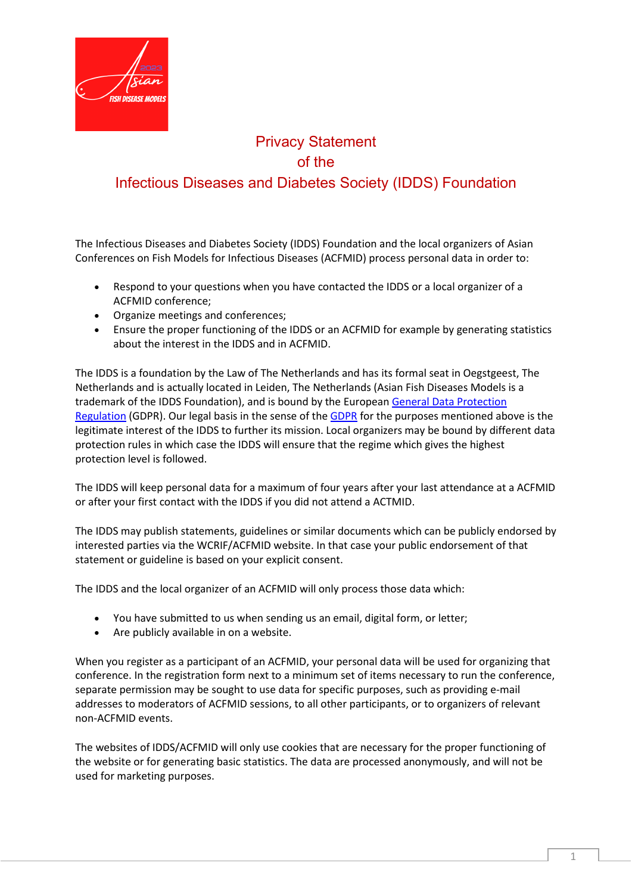# Privacy Statement
# of the
# Infectious Diseases and Diabetes Society (IDDS) Foundation

The Infectious Diseases and Diabetes Society (IDDS) Foundation and the local organizers of Asian Conferences on Fish Models for Infectious Diseases (ACFMID) process personal data in order to:

- Respond to your questions when you have contacted the IDDS or a local organizer of a ACFMID conference;
- Organize meetings and conferences;
- Ensure the proper functioning of the IDDS or an ACFMID for example by generating statistics about the interest in the IDDS and in ACFMID.

The IDDS is a foundation by the Law of The Netherlands and has its formal seat in Oegstgeest, The Netherlands and is actually located in Leiden, The Netherlands (Asian Fish Diseases Models is a trademark of the IDDS Foundation), and is bound by the European General Data Protection Regulation (GDPR). Our legal basis in the sense of the GDPR for the purposes mentioned above is the legitimate interest of the IDDS to further its mission. Local organizers may be bound by different data protection rules in which case the IDDS will ensure that the regime which gives the highest protection level is followed.

The IDDS will keep personal data for a maximum of four years after your last attendance at a ACFMID or after your first contact with the IDDS if you did not attend a ACTMID.

The IDDS may publish statements, guidelines or similar documents which can be publicly endorsed by interested parties via the WCRIF/ACFMID website. In that case your public endorsement of that statement or guideline is based on your explicit consent.

The IDDS and the local organizer of an ACFMID will only process those data which:

- You have submitted to us when sending us an email, digital form, or letter;
- Are publicly available in on a website.

When you register as a participant of an ACFMID, your personal data will be used for organizing that conference. In the registration form next to a minimum set of items necessary to run the conference, separate permission may be sought to use data for specific purposes, such as providing e-mail addresses to moderators of ACFMID sessions, to all other participants, or to organizers of relevant non-ACFMID events.

The websites of IDDS/ACFMID will only use cookies that are necessary for the proper functioning of the website or for generating basic statistics. The data are processed anonymously, and will not be used for marketing purposes.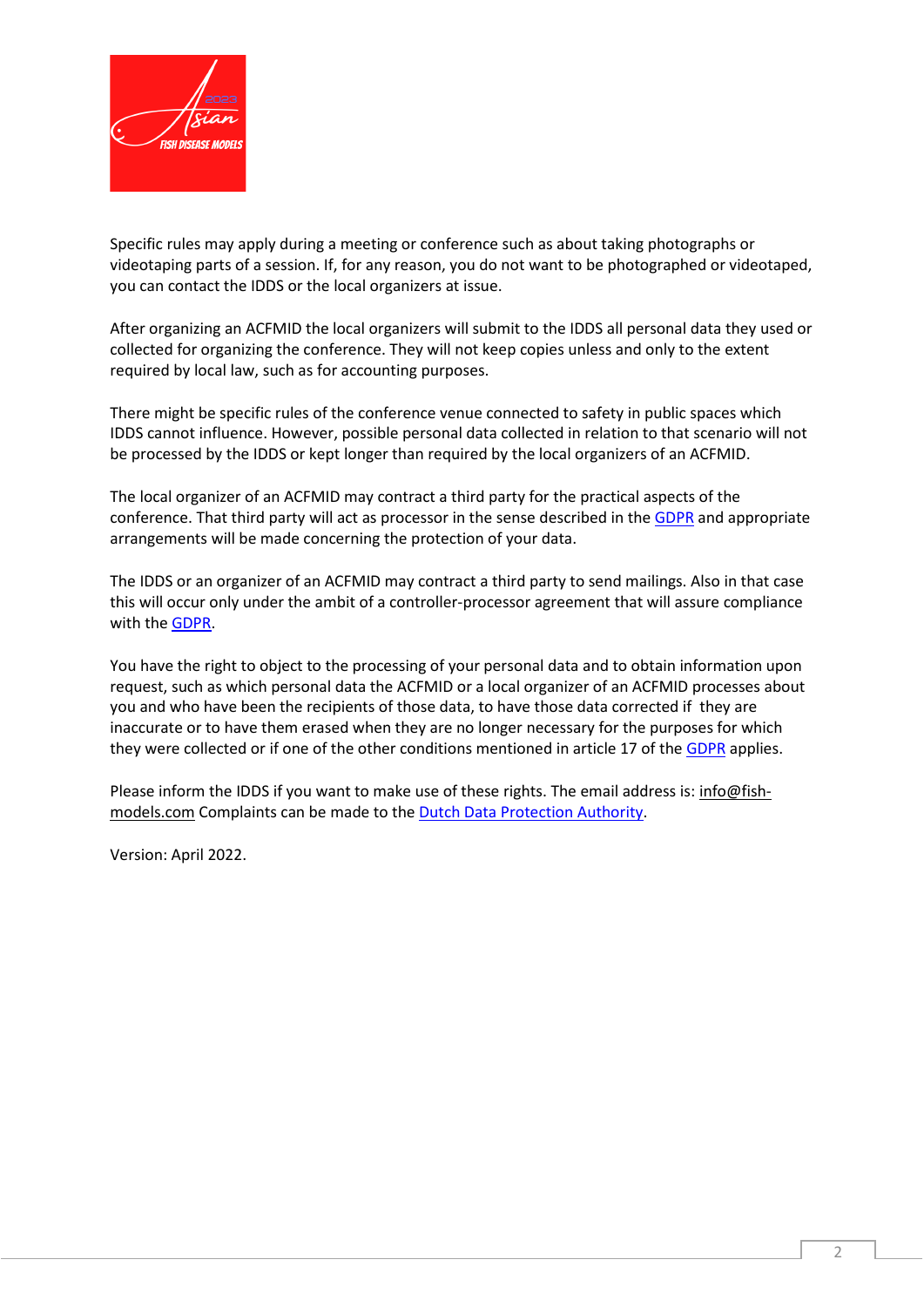Specific rules may apply during a meeting or conference such as about taking photographs or videotaping parts of a session. If, for any reason, you do not want to be photographed or videotaped, you can contact the IDDS or the local organizers at issue.

After organizing an ACFMID the local organizers will submit to the IDDS all personal data they used or collected for organizing the conference. They will not keep copies unless and only to the extent required by local law, such as for accounting purposes.

There might be specific rules of the conference venue connected to safety in public spaces which IDDS cannot influence. However, possible personal data collected in relation to that scenario will not be processed by the IDDS or kept longer than required by the local organizers of an ACFMID.

The local organizer of an ACFMID may contract a third party for the practical aspects of the conference. That third party will act as processor in the sense described in the GDPR and appropriate arrangements will be made concerning the protection of your data.

The IDDS or an organizer of an ACFMID may contract a third party to send mailings. Also in that case this will occur only under the ambit of a controller-processor agreement that will assure compliance with the GDPR.

You have the right to object to the processing of your personal data and to obtain information upon request, such as which personal data the ACFMID or a local organizer of an ACFMID processes about you and who have been the recipients of those data, to have those data corrected if they are inaccurate or to have them erased when they are no longer necessary for the purposes for which they were collected or if one of the other conditions mentioned in article 17 of the GDPR applies.

Please inform the IDDS if you want to make use of these rights. The email address is: info@fish-models.com Complaints can be made to the Dutch Data Protection Authority.

Version: April 2022.